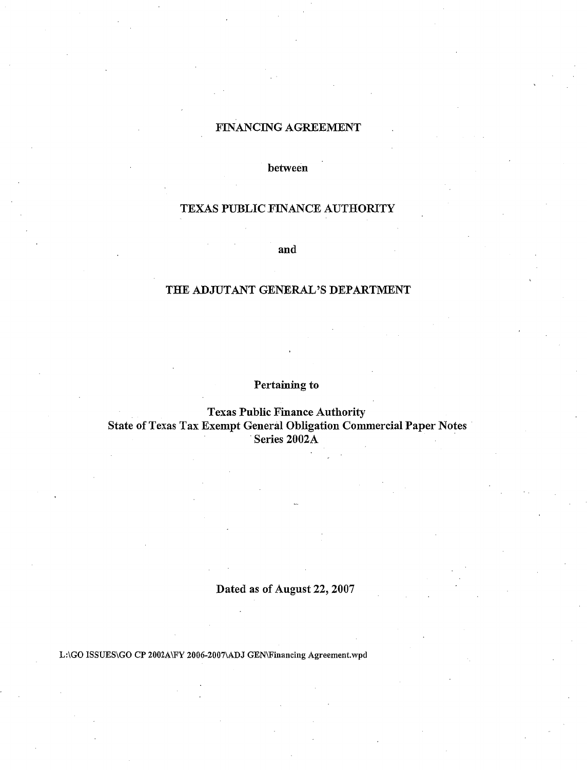# FINANCING AGREEMENT

between

## TEXAS PUBLIC FINANCE AUTHORITY

and

## THE ADJUTANT GENERAL'S DEPARTMENT

**Pertaining to**

**Texas Public Finance Authority**
**State of Texas Tax Exempt General Obligation Commercial Paper Notes**
**Series 2002A**

**Dated as of August 22, 2007**

L:\GO ISSUES\GO CP 2002A\FY 2006-2007\ADJ GEN\Financing Agreement.wpd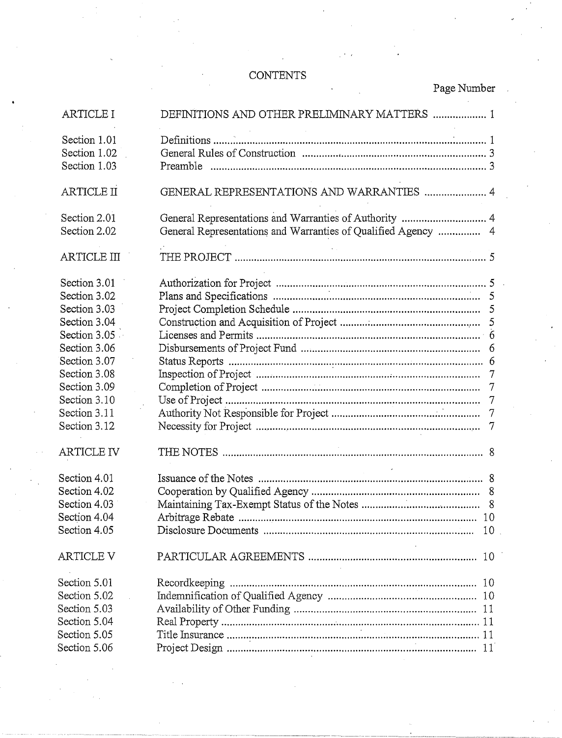# CONTENTS

| | | Page Number |
|---|---|---|
| ARTICLE I | DEFINITIONS AND OTHER PRELIMINARY MATTERS | 1 |
| Section 1.01 | Definitions | 1 |
| Section 1.02 | General Rules of Construction | 3 |
| Section 1.03 | Preamble | 3 |
| ARTICLE II | GENERAL REPRESENTATIONS AND WARRANTIES | 4 |
| Section 2.01 | General Representations and Warranties of Authority | 4 |
| Section 2.02 | General Representations and Warranties of Qualified Agency | 4 |
| ARTICLE III | THE PROJECT | 5 |
| Section 3.01 | Authorization for Project | 5 |
| Section 3.02 | Plans and Specifications | 5 |
| Section 3.03 | Project Completion Schedule | 5 |
| Section 3.04 | Construction and Acquisition of Project | 5 |
| Section 3.05 | Licenses and Permits | 6 |
| Section 3.06 | Disbursements of Project Fund | 6 |
| Section 3.07 | Status Reports | 6 |
| Section 3.08 | Inspection of Project | 7 |
| Section 3.09 | Completion of Project | 7 |
| Section 3.10 | Use of Project | 7 |
| Section 3.11 | Authority Not Responsible for Project | 7 |
| Section 3.12 | Necessity for Project | 7 |
| ARTICLE IV | THE NOTES | 8 |
| Section 4.01 | Issuance of the Notes | 8 |
| Section 4.02 | Cooperation by Qualified Agency | 8 |
| Section 4.03 | Maintaining Tax-Exempt Status of the Notes | 8 |
| Section 4.04 | Arbitrage Rebate | 10 |
| Section 4.05 | Disclosure Documents | 10 |
| ARTICLE V | PARTICULAR AGREEMENTS | 10 |
| Section 5.01 | Recordkeeping | 10 |
| Section 5.02 | Indemnification of Qualified Agency | 10 |
| Section 5.03 | Availability of Other Funding | 11 |
| Section 5.04 | Real Property | 11 |
| Section 5.05 | Title Insurance | 11 |
| Section 5.06 | Project Design | 11 |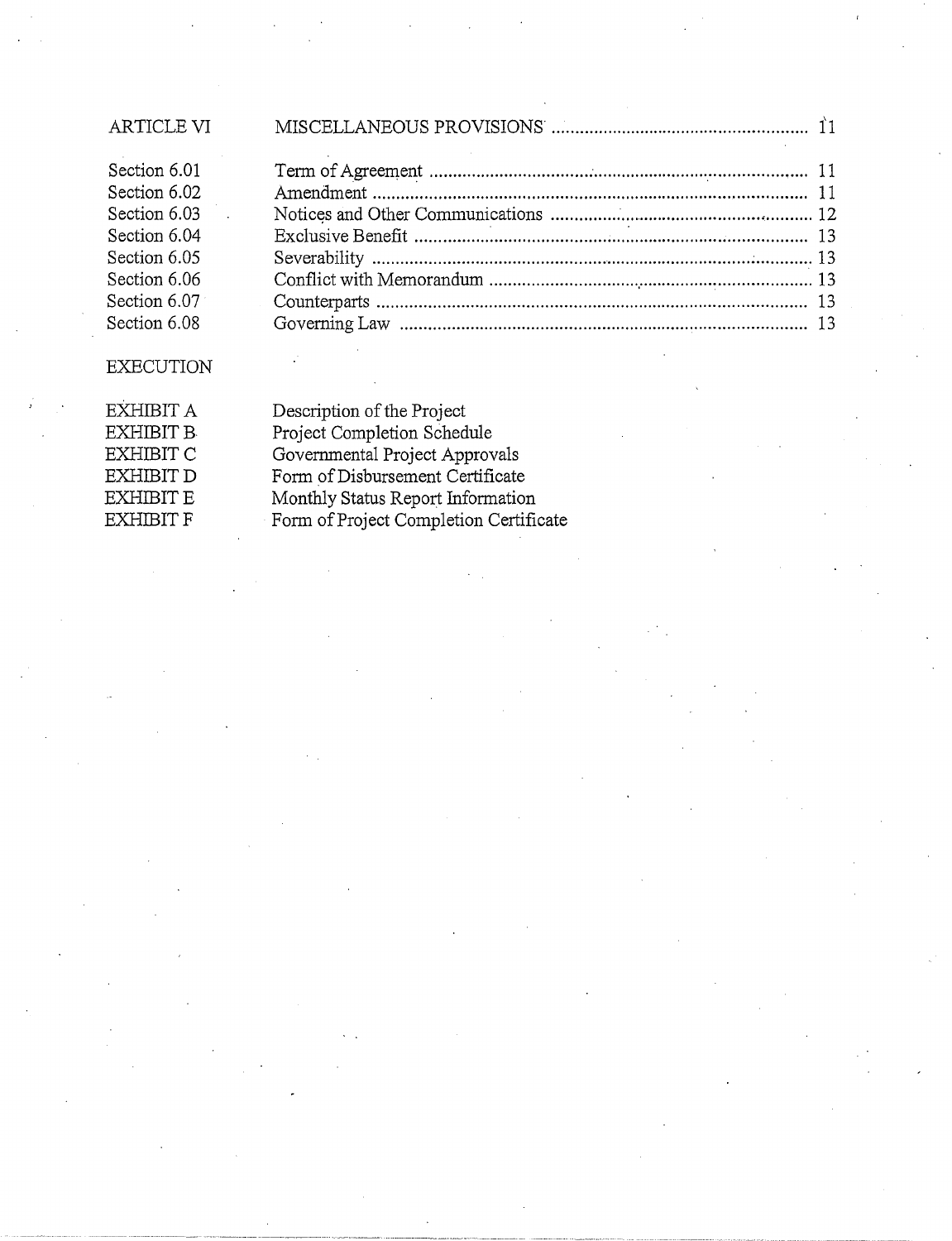| | | |
|---|---|---|
| ARTICLE VI | MISCELLANEOUS PROVISIONS | 11 |
| Section 6.01 | Term of Agreement | 11 |
| Section 6.02 | Amendment | 11 |
| Section 6.03 | Notices and Other Communications | 12 |
| Section 6.04 | Exclusive Benefit | 13 |
| Section 6.05 | Severability | 13 |
| Section 6.06 | Conflict with Memorandum | 13 |
| Section 6.07 | Counterparts | 13 |
| Section 6.08 | Governing Law | 13 |

EXECUTION

| | |
|---|---|
| EXHIBIT A | Description of the Project |
| EXHIBIT B | Project Completion Schedule |
| EXHIBIT C | Governmental Project Approvals |
| EXHIBIT D | Form of Disbursement Certificate |
| EXHIBIT E | Monthly Status Report Information |
| EXHIBIT F | Form of Project Completion Certificate |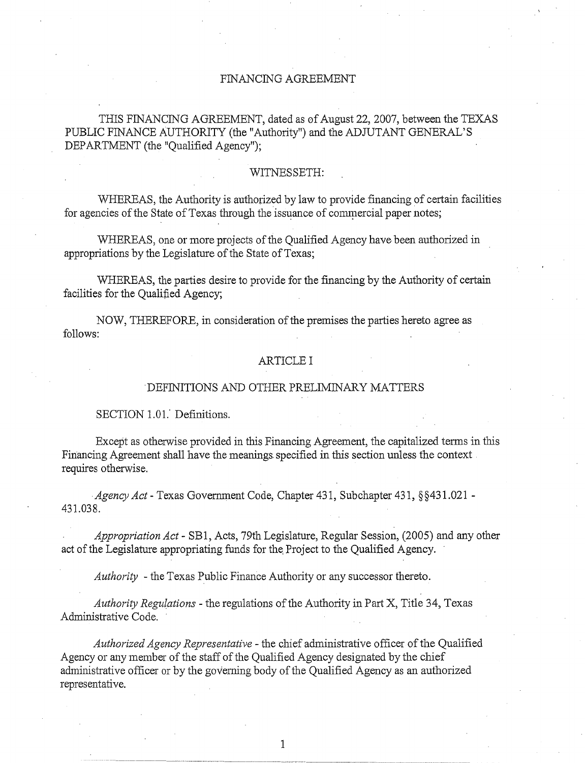# FINANCING AGREEMENT

THIS FINANCING AGREEMENT, dated as of August 22, 2007, between the TEXAS PUBLIC FINANCE AUTHORITY (the "Authority") and the ADJUTANT GENERAL'S DEPARTMENT (the "Qualified Agency");

## WITNESSETH:

WHEREAS, the Authority is authorized by law to provide financing of certain facilities for agencies of the State of Texas through the issuance of commercial paper notes;

WHEREAS, one or more projects of the Qualified Agency have been authorized in appropriations by the Legislature of the State of Texas;

WHEREAS, the parties desire to provide for the financing by the Authority of certain facilities for the Qualified Agency;

NOW, THEREFORE, in consideration of the premises the parties hereto agree as follows:

## ARTICLE I

## DEFINITIONS AND OTHER PRELIMINARY MATTERS

SECTION 1.01. Definitions.

Except as otherwise provided in this Financing Agreement, the capitalized terms in this Financing Agreement shall have the meanings specified in this section unless the context requires otherwise.

*Agency Act* - Texas Government Code, Chapter 431, Subchapter 431, §§431.021 - 431.038.

*Appropriation Act* - SB1, Acts, 79th Legislature, Regular Session, (2005) and any other act of the Legislature appropriating funds for the Project to the Qualified Agency.

*Authority* - the Texas Public Finance Authority or any successor thereto.

*Authority Regulations* - the regulations of the Authority in Part X, Title 34, Texas Administrative Code.

*Authorized Agency Representative* - the chief administrative officer of the Qualified Agency or any member of the staff of the Qualified Agency designated by the chief administrative officer or by the governing body of the Qualified Agency as an authorized representative.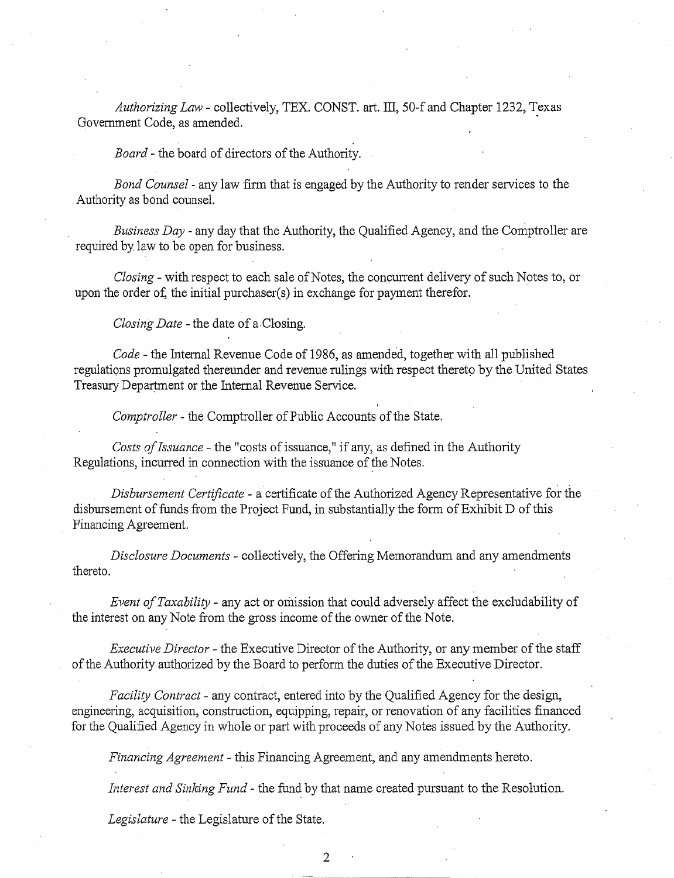*Authorizing Law* - collectively, TEX. CONST. art. III, 50-f and Chapter 1232, Texas Government Code, as amended.

*Board* - the board of directors of the Authority.

*Bond Counsel* - any law firm that is engaged by the Authority to render services to the Authority as bond counsel.

*Business Day* - any day that the Authority, the Qualified Agency, and the Comptroller are required by law to be open for business.

*Closing* - with respect to each sale of Notes, the concurrent delivery of such Notes to, or upon the order of, the initial purchaser(s) in exchange for payment therefor.

*Closing Date* - the date of a Closing.

*Code* - the Internal Revenue Code of 1986, as amended, together with all published regulations promulgated thereunder and revenue rulings with respect thereto by the United States Treasury Department or the Internal Revenue Service.

*Comptroller* - the Comptroller of Public Accounts of the State.

*Costs of Issuance* - the "costs of issuance," if any, as defined in the Authority Regulations, incurred in connection with the issuance of the Notes.

*Disbursement Certificate* - a certificate of the Authorized Agency Representative for the disbursement of funds from the Project Fund, in substantially the form of Exhibit D of this Financing Agreement.

*Disclosure Documents* - collectively, the Offering Memorandum and any amendments thereto.

*Event of Taxability* - any act or omission that could adversely affect the excludability of the interest on any Note from the gross income of the owner of the Note.

*Executive Director* - the Executive Director of the Authority, or any member of the staff of the Authority authorized by the Board to perform the duties of the Executive Director.

*Facility Contract* - any contract, entered into by the Qualified Agency for the design, engineering, acquisition, construction, equipping, repair, or renovation of any facilities financed for the Qualified Agency in whole or part with proceeds of any Notes issued by the Authority.

*Financing Agreement* - this Financing Agreement, and any amendments hereto.

*Interest and Sinking Fund* - the fund by that name created pursuant to the Resolution.

*Legislature* - the Legislature of the State.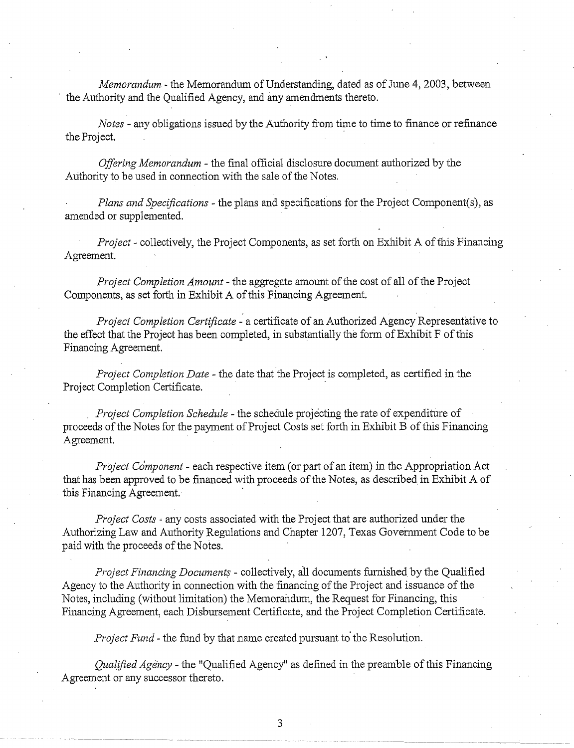*Memorandum* - the Memorandum of Understanding, dated as of June 4, 2003, between the Authority and the Qualified Agency, and any amendments thereto.

*Notes* - any obligations issued by the Authority from time to time to finance or refinance the Project.

*Offering Memorandum* - the final official disclosure document authorized by the Authority to be used in connection with the sale of the Notes.

*Plans and Specifications* - the plans and specifications for the Project Component(s), as amended or supplemented.

*Project* - collectively, the Project Components, as set forth on Exhibit A of this Financing Agreement.

*Project Completion Amount* - the aggregate amount of the cost of all of the Project Components, as set forth in Exhibit A of this Financing Agreement.

*Project Completion Certificate* - a certificate of an Authorized Agency Representative to the effect that the Project has been completed, in substantially the form of Exhibit F of this Financing Agreement.

*Project Completion Date* - the date that the Project is completed, as certified in the Project Completion Certificate.

*Project Completion Schedule* - the schedule projecting the rate of expenditure of proceeds of the Notes for the payment of Project Costs set forth in Exhibit B of this Financing Agreement.

*Project Component* - each respective item (or part of an item) in the Appropriation Act that has been approved to be financed with proceeds of the Notes, as described in Exhibit A of this Financing Agreement.

*Project Costs* - any costs associated with the Project that are authorized under the Authorizing Law and Authority Regulations and Chapter 1207, Texas Government Code to be paid with the proceeds of the Notes.

*Project Financing Documents* - collectively, all documents furnished by the Qualified Agency to the Authority in connection with the financing of the Project and issuance of the Notes, including (without limitation) the Memorandum, the Request for Financing, this Financing Agreement, each Disbursement Certificate, and the Project Completion Certificate.

*Project Fund* - the fund by that name created pursuant to the Resolution.

*Qualified Agency* - the "Qualified Agency" as defined in the preamble of this Financing Agreement or any successor thereto.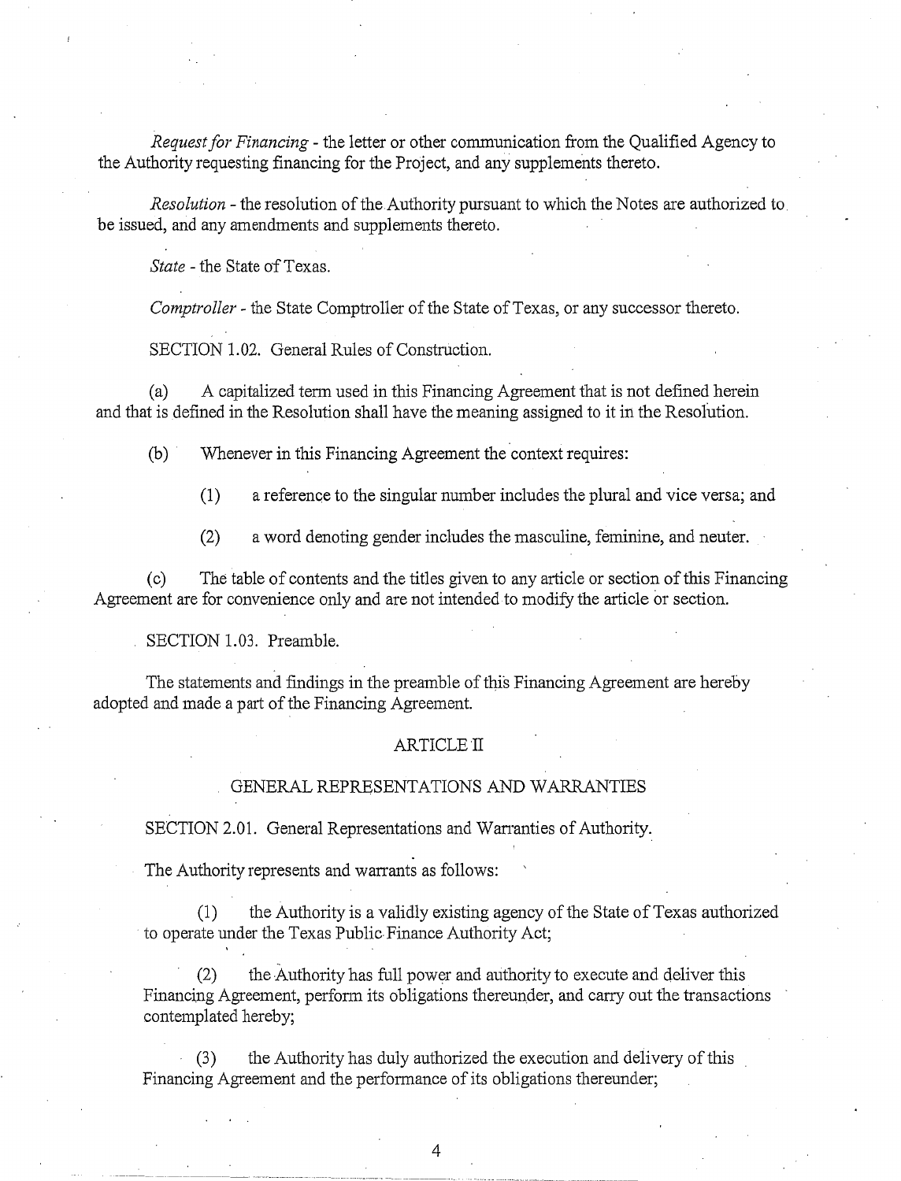*Request for Financing* - the letter or other communication from the Qualified Agency to the Authority requesting financing for the Project, and any supplements thereto.

*Resolution* - the resolution of the Authority pursuant to which the Notes are authorized to be issued, and any amendments and supplements thereto.

*State* - the State of Texas.

*Comptroller* - the State Comptroller of the State of Texas, or any successor thereto.

SECTION 1.02. General Rules of Construction.

(a) A capitalized term used in this Financing Agreement that is not defined herein and that is defined in the Resolution shall have the meaning assigned to it in the Resolution.

(b) Whenever in this Financing Agreement the context requires:

(1) a reference to the singular number includes the plural and vice versa; and

(2) a word denoting gender includes the masculine, feminine, and neuter.

(c) The table of contents and the titles given to any article or section of this Financing Agreement are for convenience only and are not intended to modify the article or section.

SECTION 1.03. Preamble.

The statements and findings in the preamble of this Financing Agreement are hereby adopted and made a part of the Financing Agreement.

## ARTICLE II

## GENERAL REPRESENTATIONS AND WARRANTIES

SECTION 2.01. General Representations and Warranties of Authority.

The Authority represents and warrants as follows:

(1) the Authority is a validly existing agency of the State of Texas authorized to operate under the Texas Public Finance Authority Act;

(2) the Authority has full power and authority to execute and deliver this Financing Agreement, perform its obligations thereunder, and carry out the transactions contemplated hereby;

(3) the Authority has duly authorized the execution and delivery of this Financing Agreement and the performance of its obligations thereunder;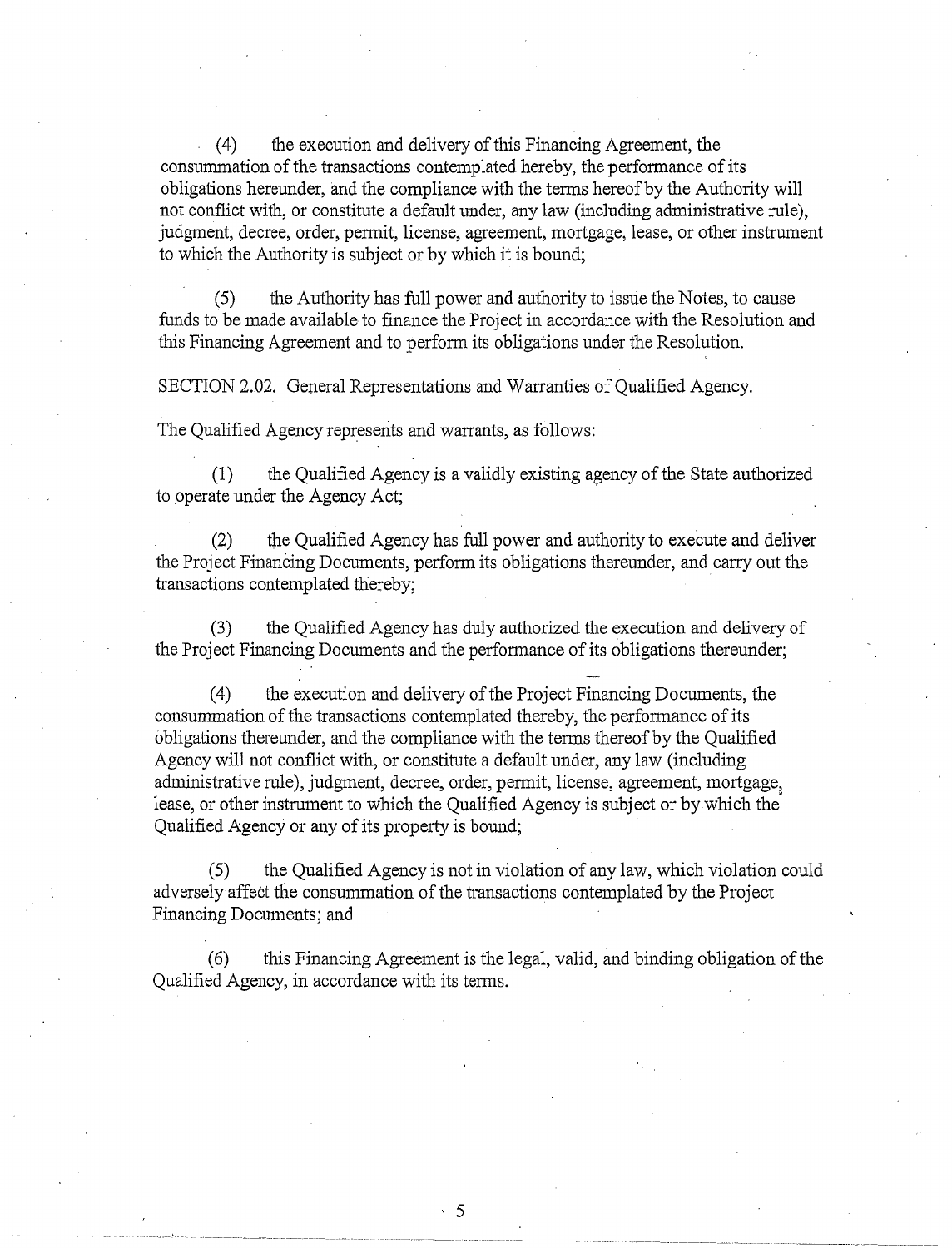(4) the execution and delivery of this Financing Agreement, the consummation of the transactions contemplated hereby, the performance of its obligations hereunder, and the compliance with the terms hereof by the Authority will not conflict with, or constitute a default under, any law (including administrative rule), judgment, decree, order, permit, license, agreement, mortgage, lease, or other instrument to which the Authority is subject or by which it is bound;

(5) the Authority has full power and authority to issue the Notes, to cause funds to be made available to finance the Project in accordance with the Resolution and this Financing Agreement and to perform its obligations under the Resolution.

SECTION 2.02. General Representations and Warranties of Qualified Agency.

The Qualified Agency represents and warrants, as follows:

(1) the Qualified Agency is a validly existing agency of the State authorized to operate under the Agency Act;

(2) the Qualified Agency has full power and authority to execute and deliver the Project Financing Documents, perform its obligations thereunder, and carry out the transactions contemplated thereby;

(3) the Qualified Agency has duly authorized the execution and delivery of the Project Financing Documents and the performance of its obligations thereunder;

(4) the execution and delivery of the Project Financing Documents, the consummation of the transactions contemplated thereby, the performance of its obligations thereunder, and the compliance with the terms thereof by the Qualified Agency will not conflict with, or constitute a default under, any law (including administrative rule), judgment, decree, order, permit, license, agreement, mortgage, lease, or other instrument to which the Qualified Agency is subject or by which the Qualified Agency or any of its property is bound;

(5) the Qualified Agency is not in violation of any law, which violation could adversely affect the consummation of the transactions contemplated by the Project Financing Documents; and

(6) this Financing Agreement is the legal, valid, and binding obligation of the Qualified Agency, in accordance with its terms.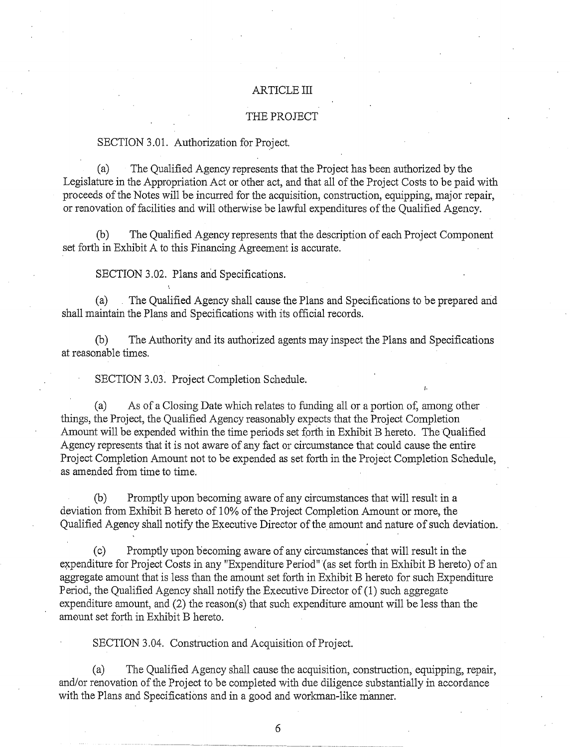## ARTICLE III

## THE PROJECT

SECTION 3.01. Authorization for Project.

(a) The Qualified Agency represents that the Project has been authorized by the Legislature in the Appropriation Act or other act, and that all of the Project Costs to be paid with proceeds of the Notes will be incurred for the acquisition, construction, equipping, major repair, or renovation of facilities and will otherwise be lawful expenditures of the Qualified Agency.

(b) The Qualified Agency represents that the description of each Project Component set forth in Exhibit A to this Financing Agreement is accurate.

SECTION 3.02. Plans and Specifications.

(a) The Qualified Agency shall cause the Plans and Specifications to be prepared and shall maintain the Plans and Specifications with its official records.

(b) The Authority and its authorized agents may inspect the Plans and Specifications at reasonable times.

SECTION 3.03. Project Completion Schedule.

(a) As of a Closing Date which relates to funding all or a portion of, among other things, the Project, the Qualified Agency reasonably expects that the Project Completion Amount will be expended within the time periods set forth in Exhibit B hereto. The Qualified Agency represents that it is not aware of any fact or circumstance that could cause the entire Project Completion Amount not to be expended as set forth in the Project Completion Schedule, as amended from time to time.

(b) Promptly upon becoming aware of any circumstances that will result in a deviation from Exhibit B hereto of 10% of the Project Completion Amount or more, the Qualified Agency shall notify the Executive Director of the amount and nature of such deviation.

(c) Promptly upon becoming aware of any circumstances that will result in the expenditure for Project Costs in any "Expenditure Period" (as set forth in Exhibit B hereto) of an aggregate amount that is less than the amount set forth in Exhibit B hereto for such Expenditure Period, the Qualified Agency shall notify the Executive Director of (1) such aggregate expenditure amount, and (2) the reason(s) that such expenditure amount will be less than the amount set forth in Exhibit B hereto.

SECTION 3.04. Construction and Acquisition of Project.

(a) The Qualified Agency shall cause the acquisition, construction, equipping, repair, and/or renovation of the Project to be completed with due diligence substantially in accordance with the Plans and Specifications and in a good and workman-like manner.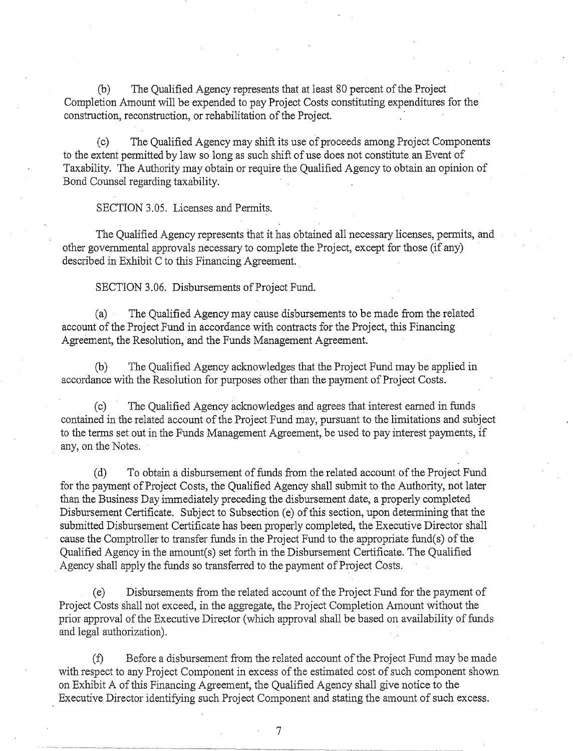(b) The Qualified Agency represents that at least 80 percent of the Project Completion Amount will be expended to pay Project Costs constituting expenditures for the construction, reconstruction, or rehabilitation of the Project.

(c) The Qualified Agency may shift its use of proceeds among Project Components to the extent permitted by law so long as such shift of use does not constitute an Event of Taxability. The Authority may obtain or require the Qualified Agency to obtain an opinion of Bond Counsel regarding taxability.

SECTION 3.05. Licenses and Permits.

The Qualified Agency represents that it has obtained all necessary licenses, permits, and other governmental approvals necessary to complete the Project, except for those (if any) described in Exhibit C to this Financing Agreement.

SECTION 3.06. Disbursements of Project Fund.

(a) The Qualified Agency may cause disbursements to be made from the related account of the Project Fund in accordance with contracts for the Project, this Financing Agreement, the Resolution, and the Funds Management Agreement.

(b) The Qualified Agency acknowledges that the Project Fund may be applied in accordance with the Resolution for purposes other than the payment of Project Costs.

(c) The Qualified Agency acknowledges and agrees that interest earned in funds contained in the related account of the Project Fund may, pursuant to the limitations and subject to the terms set out in the Funds Management Agreement, be used to pay interest payments, if any, on the Notes.

(d) To obtain a disbursement of funds from the related account of the Project Fund for the payment of Project Costs, the Qualified Agency shall submit to the Authority, not later than the Business Day immediately preceding the disbursement date, a properly completed Disbursement Certificate. Subject to Subsection (e) of this section, upon determining that the submitted Disbursement Certificate has been properly completed, the Executive Director shall cause the Comptroller to transfer funds in the Project Fund to the appropriate fund(s) of the Qualified Agency in the amount(s) set forth in the Disbursement Certificate. The Qualified Agency shall apply the funds so transferred to the payment of Project Costs.

(e) Disbursements from the related account of the Project Fund for the payment of Project Costs shall not exceed, in the aggregate, the Project Completion Amount without the prior approval of the Executive Director (which approval shall be based on availability of funds and legal authorization).

(f) Before a disbursement from the related account of the Project Fund may be made with respect to any Project Component in excess of the estimated cost of such component shown on Exhibit A of this Financing Agreement, the Qualified Agency shall give notice to the Executive Director identifying such Project Component and stating the amount of such excess.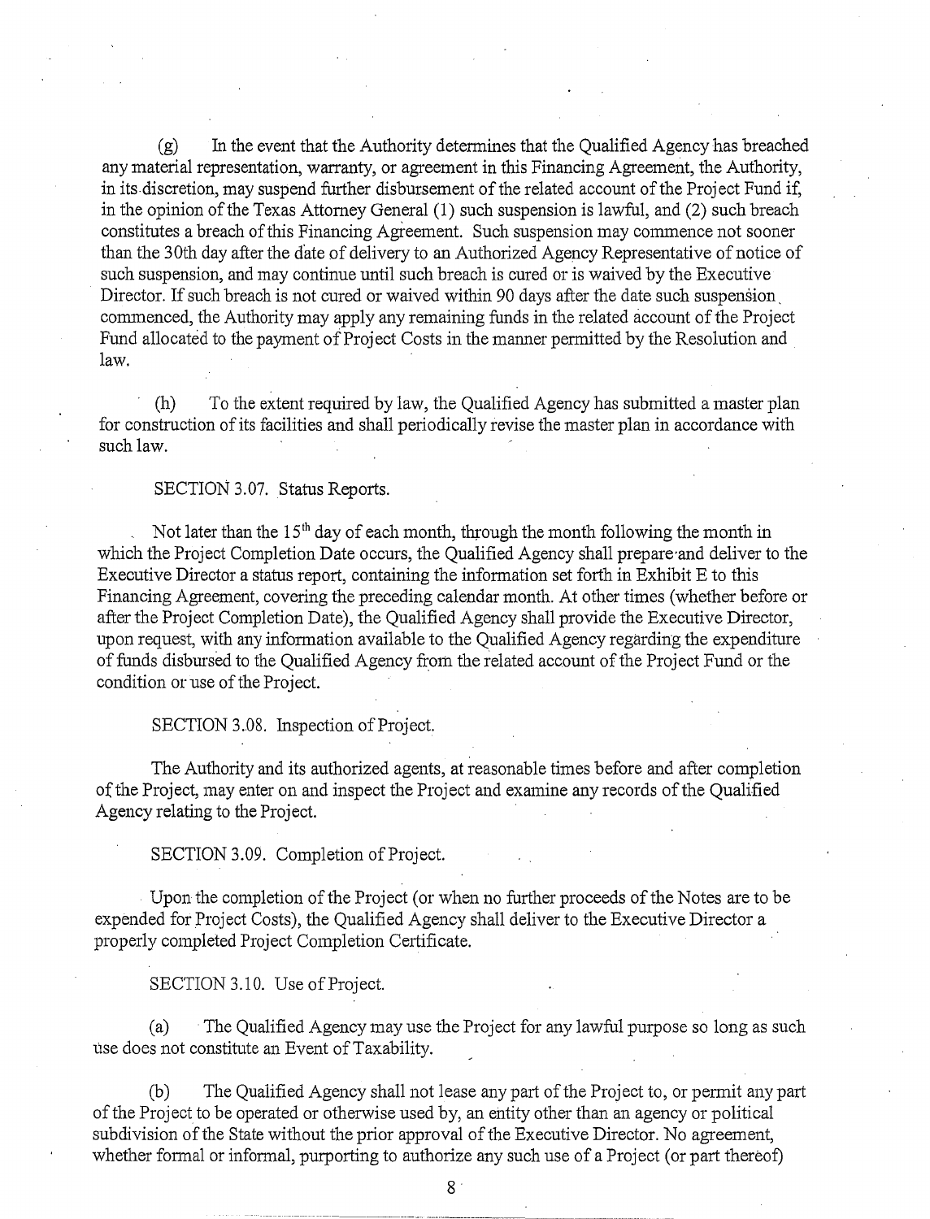(g) In the event that the Authority determines that the Qualified Agency has breached any material representation, warranty, or agreement in this Financing Agreement, the Authority, in its discretion, may suspend further disbursement of the related account of the Project Fund if, in the opinion of the Texas Attorney General (1) such suspension is lawful, and (2) such breach constitutes a breach of this Financing Agreement. Such suspension may commence not sooner than the 30th day after the date of delivery to an Authorized Agency Representative of notice of such suspension, and may continue until such breach is cured or is waived by the Executive Director. If such breach is not cured or waived within 90 days after the date such suspension commenced, the Authority may apply any remaining funds in the related account of the Project Fund allocated to the payment of Project Costs in the manner permitted by the Resolution and law.

(h) To the extent required by law, the Qualified Agency has submitted a master plan for construction of its facilities and shall periodically revise the master plan in accordance with such law.

SECTION 3.07. Status Reports.

Not later than the 15th day of each month, through the month following the month in which the Project Completion Date occurs, the Qualified Agency shall prepare and deliver to the Executive Director a status report, containing the information set forth in Exhibit E to this Financing Agreement, covering the preceding calendar month. At other times (whether before or after the Project Completion Date), the Qualified Agency shall provide the Executive Director, upon request, with any information available to the Qualified Agency regarding the expenditure of funds disbursed to the Qualified Agency from the related account of the Project Fund or the condition or use of the Project.

SECTION 3.08. Inspection of Project.

The Authority and its authorized agents, at reasonable times before and after completion of the Project, may enter on and inspect the Project and examine any records of the Qualified Agency relating to the Project.

SECTION 3.09. Completion of Project.

Upon the completion of the Project (or when no further proceeds of the Notes are to be expended for Project Costs), the Qualified Agency shall deliver to the Executive Director a properly completed Project Completion Certificate.

SECTION 3.10. Use of Project.

(a) The Qualified Agency may use the Project for any lawful purpose so long as such use does not constitute an Event of Taxability.

(b) The Qualified Agency shall not lease any part of the Project to, or permit any part of the Project to be operated or otherwise used by, an entity other than an agency or political subdivision of the State without the prior approval of the Executive Director. No agreement, whether formal or informal, purporting to authorize any such use of a Project (or part thereof)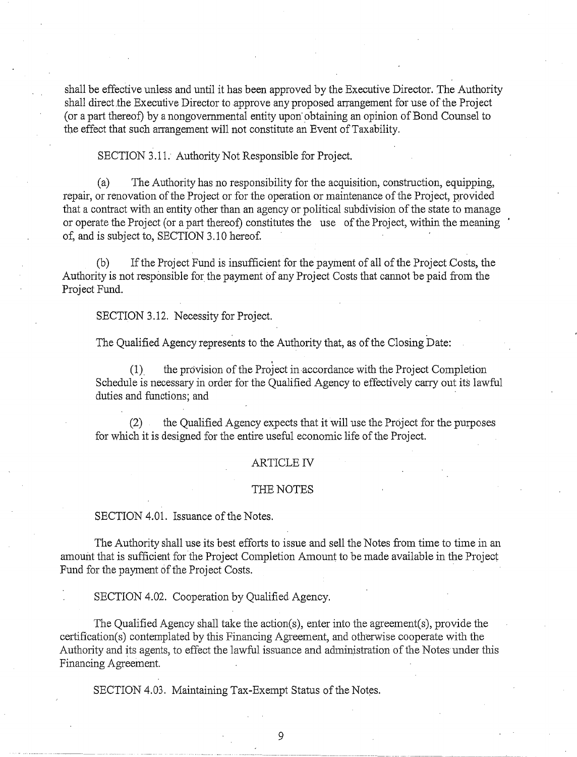shall be effective unless and until it has been approved by the Executive Director. The Authority shall direct the Executive Director to approve any proposed arrangement for use of the Project (or a part thereof) by a nongovernmental entity upon obtaining an opinion of Bond Counsel to the effect that such arrangement will not constitute an Event of Taxability.

SECTION 3.11. Authority Not Responsible for Project.

(a) The Authority has no responsibility for the acquisition, construction, equipping, repair, or renovation of the Project or for the operation or maintenance of the Project, provided that a contract with an entity other than an agency or political subdivision of the state to manage or operate the Project (or a part thereof) constitutes the use of the Project, within the meaning of, and is subject to, SECTION 3.10 hereof.

(b) If the Project Fund is insufficient for the payment of all of the Project Costs, the Authority is not responsible for the payment of any Project Costs that cannot be paid from the Project Fund.

SECTION 3.12. Necessity for Project.

The Qualified Agency represents to the Authority that, as of the Closing Date:

(1) the provision of the Project in accordance with the Project Completion Schedule is necessary in order for the Qualified Agency to effectively carry out its lawful duties and functions; and

(2) the Qualified Agency expects that it will use the Project for the purposes for which it is designed for the entire useful economic life of the Project.

## ARTICLE IV

## THE NOTES

SECTION 4.01. Issuance of the Notes.

The Authority shall use its best efforts to issue and sell the Notes from time to time in an amount that is sufficient for the Project Completion Amount to be made available in the Project Fund for the payment of the Project Costs.

SECTION 4.02. Cooperation by Qualified Agency.

The Qualified Agency shall take the action(s), enter into the agreement(s), provide the certification(s) contemplated by this Financing Agreement, and otherwise cooperate with the Authority and its agents, to effect the lawful issuance and administration of the Notes under this Financing Agreement.

SECTION 4.03. Maintaining Tax-Exempt Status of the Notes.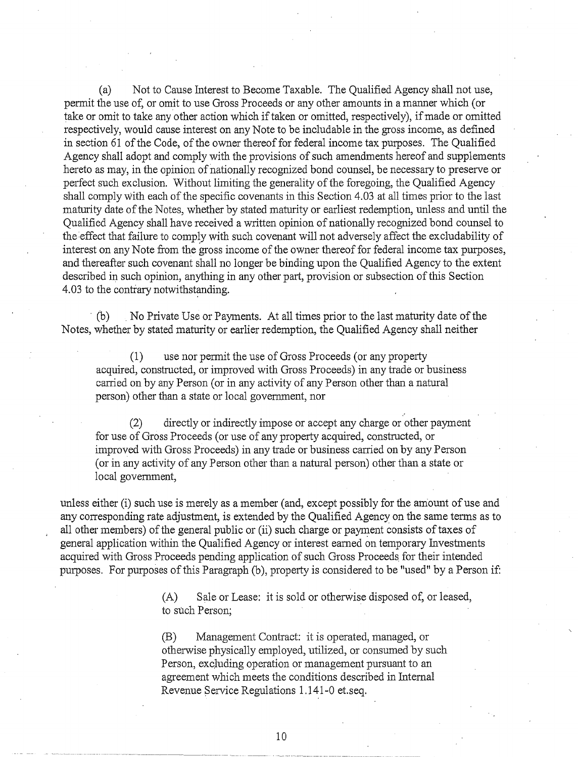(a) Not to Cause Interest to Become Taxable. The Qualified Agency shall not use, permit the use of, or omit to use Gross Proceeds or any other amounts in a manner which (or take or omit to take any other action which if taken or omitted, respectively), if made or omitted respectively, would cause interest on any Note to be includable in the gross income, as defined in section 61 of the Code, of the owner thereof for federal income tax purposes. The Qualified Agency shall adopt and comply with the provisions of such amendments hereof and supplements hereto as may, in the opinion of nationally recognized bond counsel, be necessary to preserve or perfect such exclusion. Without limiting the generality of the foregoing, the Qualified Agency shall comply with each of the specific covenants in this Section 4.03 at all times prior to the last maturity date of the Notes, whether by stated maturity or earliest redemption, unless and until the Qualified Agency shall have received a written opinion of nationally recognized bond counsel to the effect that failure to comply with such covenant will not adversely affect the excludability of interest on any Note from the gross income of the owner thereof for federal income tax purposes, and thereafter such covenant shall no longer be binding upon the Qualified Agency to the extent described in such opinion, anything in any other part, provision or subsection of this Section 4.03 to the contrary notwithstanding.

(b) No Private Use or Payments. At all times prior to the last maturity date of the Notes, whether by stated maturity or earlier redemption, the Qualified Agency shall neither

> (1) use nor permit the use of Gross Proceeds (or any property acquired, constructed, or improved with Gross Proceeds) in any trade or business carried on by any Person (or in any activity of any Person other than a natural person) other than a state or local government, nor
>
> (2) directly or indirectly impose or accept any charge or other payment for use of Gross Proceeds (or use of any property acquired, constructed, or improved with Gross Proceeds) in any trade or business carried on by any Person (or in any activity of any Person other than a natural person) other than a state or local government,

unless either (i) such use is merely as a member (and, except possibly for the amount of use and any corresponding rate adjustment, is extended by the Qualified Agency on the same terms as to all other members) of the general public or (ii) such charge or payment consists of taxes of general application within the Qualified Agency or interest earned on temporary Investments acquired with Gross Proceeds pending application of such Gross Proceeds for their intended purposes. For purposes of this Paragraph (b), property is considered to be "used" by a Person if:

> (A) Sale or Lease: it is sold or otherwise disposed of, or leased, to such Person;
>
> (B) Management Contract: it is operated, managed, or otherwise physically employed, utilized, or consumed by such Person, excluding operation or management pursuant to an agreement which meets the conditions described in Internal Revenue Service Regulations 1.141-0 et.seq.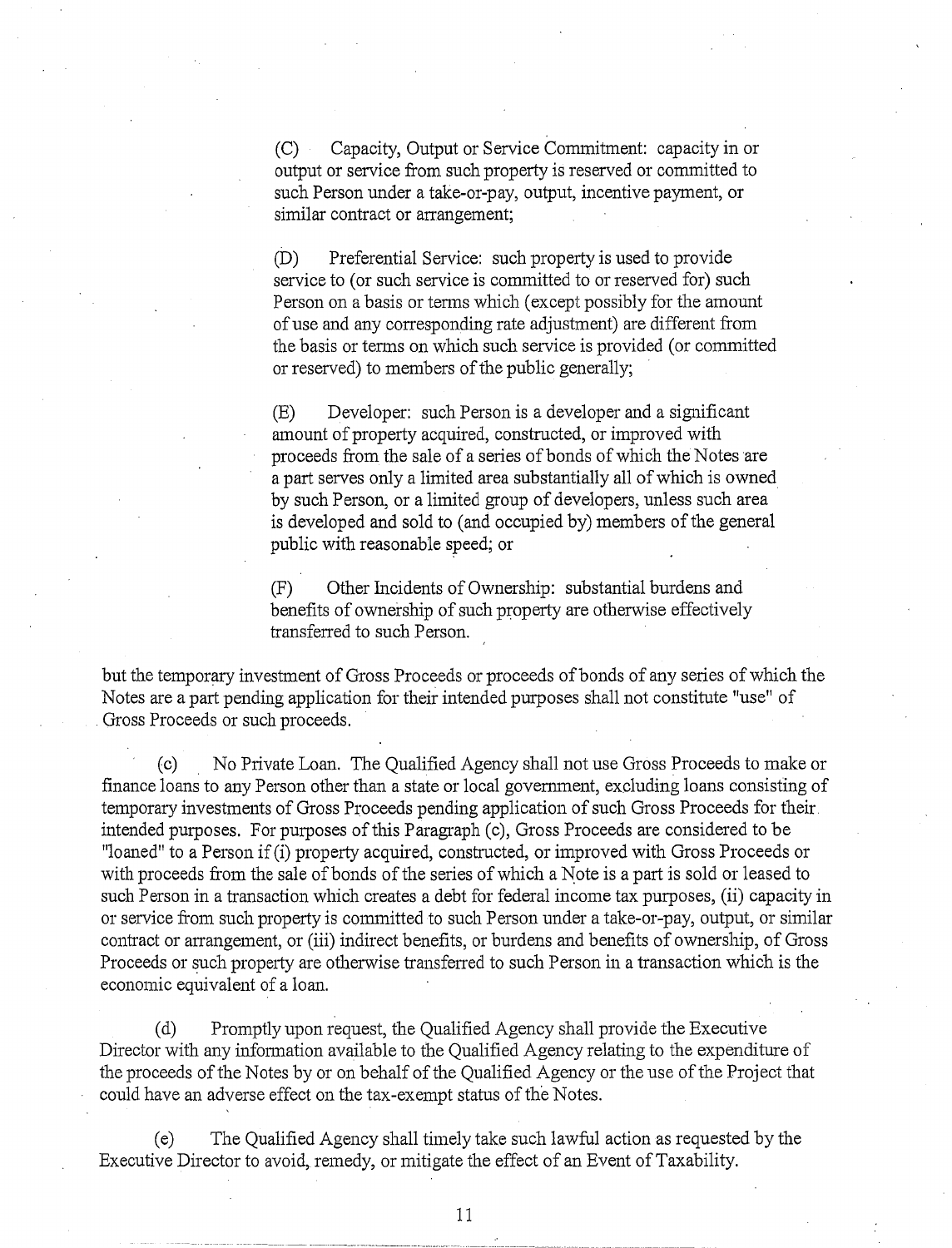(C) Capacity, Output or Service Commitment: capacity in or output or service from such property is reserved or committed to such Person under a take-or-pay, output, incentive payment, or similar contract or arrangement;

(D) Preferential Service: such property is used to provide service to (or such service is committed to or reserved for) such Person on a basis or terms which (except possibly for the amount of use and any corresponding rate adjustment) are different from the basis or terms on which such service is provided (or committed or reserved) to members of the public generally;

(E) Developer: such Person is a developer and a significant amount of property acquired, constructed, or improved with proceeds from the sale of a series of bonds of which the Notes are a part serves only a limited area substantially all of which is owned by such Person, or a limited group of developers, unless such area is developed and sold to (and occupied by) members of the general public with reasonable speed; or

(F) Other Incidents of Ownership: substantial burdens and benefits of ownership of such property are otherwise effectively transferred to such Person.

but the temporary investment of Gross Proceeds or proceeds of bonds of any series of which the Notes are a part pending application for their intended purposes shall not constitute "use" of Gross Proceeds or such proceeds.

(c) No Private Loan. The Qualified Agency shall not use Gross Proceeds to make or finance loans to any Person other than a state or local government, excluding loans consisting of temporary investments of Gross Proceeds pending application of such Gross Proceeds for their intended purposes. For purposes of this Paragraph (c), Gross Proceeds are considered to be "loaned" to a Person if (i) property acquired, constructed, or improved with Gross Proceeds or with proceeds from the sale of bonds of the series of which a Note is a part is sold or leased to such Person in a transaction which creates a debt for federal income tax purposes, (ii) capacity in or service from such property is committed to such Person under a take-or-pay, output, or similar contract or arrangement, or (iii) indirect benefits, or burdens and benefits of ownership, of Gross Proceeds or such property are otherwise transferred to such Person in a transaction which is the economic equivalent of a loan.

(d) Promptly upon request, the Qualified Agency shall provide the Executive Director with any information available to the Qualified Agency relating to the expenditure of the proceeds of the Notes by or on behalf of the Qualified Agency or the use of the Project that could have an adverse effect on the tax-exempt status of the Notes.

(e) The Qualified Agency shall timely take such lawful action as requested by the Executive Director to avoid, remedy, or mitigate the effect of an Event of Taxability.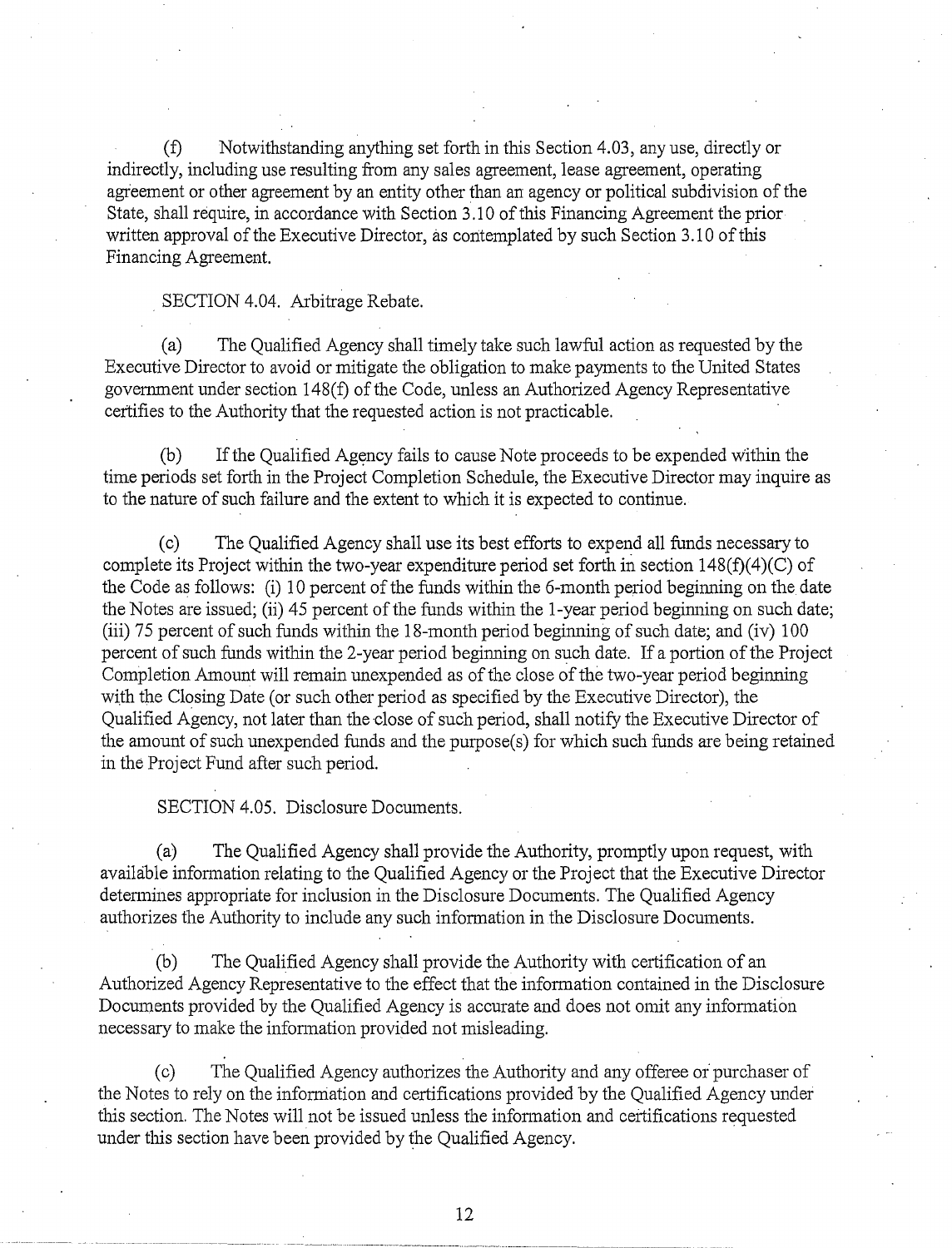(f) Notwithstanding anything set forth in this Section 4.03, any use, directly or indirectly, including use resulting from any sales agreement, lease agreement, operating agreement or other agreement by an entity other than an agency or political subdivision of the State, shall require, in accordance with Section 3.10 of this Financing Agreement the prior written approval of the Executive Director, as contemplated by such Section 3.10 of this Financing Agreement.

SECTION 4.04. Arbitrage Rebate.

(a) The Qualified Agency shall timely take such lawful action as requested by the Executive Director to avoid or mitigate the obligation to make payments to the United States government under section 148(f) of the Code, unless an Authorized Agency Representative certifies to the Authority that the requested action is not practicable.

(b) If the Qualified Agency fails to cause Note proceeds to be expended within the time periods set forth in the Project Completion Schedule, the Executive Director may inquire as to the nature of such failure and the extent to which it is expected to continue.

(c) The Qualified Agency shall use its best efforts to expend all funds necessary to complete its Project within the two-year expenditure period set forth in section 148(f)(4)(C) of the Code as follows: (i) 10 percent of the funds within the 6-month period beginning on the date the Notes are issued; (ii) 45 percent of the funds within the 1-year period beginning on such date; (iii) 75 percent of such funds within the 18-month period beginning of such date; and (iv) 100 percent of such funds within the 2-year period beginning on such date. If a portion of the Project Completion Amount will remain unexpended as of the close of the two-year period beginning with the Closing Date (or such other period as specified by the Executive Director), the Qualified Agency, not later than the close of such period, shall notify the Executive Director of the amount of such unexpended funds and the purpose(s) for which such funds are being retained in the Project Fund after such period.

SECTION 4.05. Disclosure Documents.

(a) The Qualified Agency shall provide the Authority, promptly upon request, with available information relating to the Qualified Agency or the Project that the Executive Director determines appropriate for inclusion in the Disclosure Documents. The Qualified Agency authorizes the Authority to include any such information in the Disclosure Documents.

(b) The Qualified Agency shall provide the Authority with certification of an Authorized Agency Representative to the effect that the information contained in the Disclosure Documents provided by the Qualified Agency is accurate and does not omit any information necessary to make the information provided not misleading.

(c) The Qualified Agency authorizes the Authority and any offeree or purchaser of the Notes to rely on the information and certifications provided by the Qualified Agency under this section. The Notes will not be issued unless the information and certifications requested under this section have been provided by the Qualified Agency.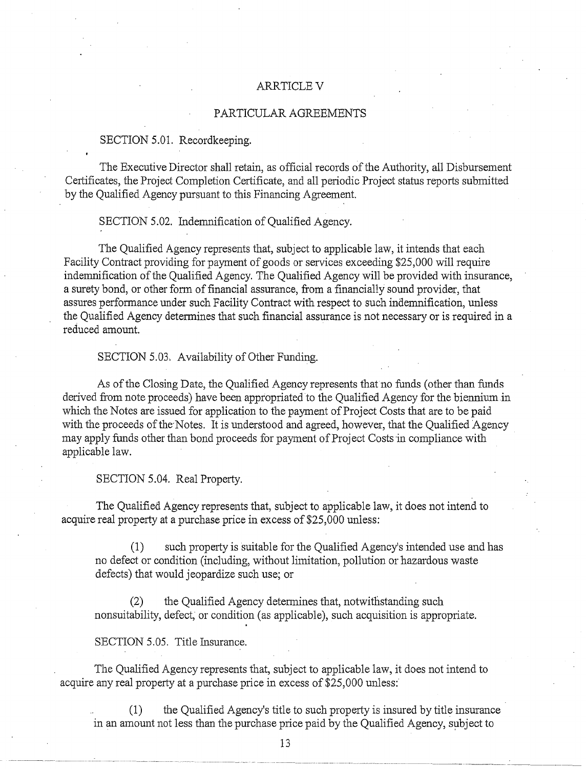# ARRTICLE V

## PARTICULAR AGREEMENTS

SECTION 5.01. Recordkeeping.

The Executive Director shall retain, as official records of the Authority, all Disbursement Certificates, the Project Completion Certificate, and all periodic Project status reports submitted by the Qualified Agency pursuant to this Financing Agreement.

SECTION 5.02. Indemnification of Qualified Agency.

The Qualified Agency represents that, subject to applicable law, it intends that each Facility Contract providing for payment of goods or services exceeding $25,000 will require indemnification of the Qualified Agency. The Qualified Agency will be provided with insurance, a surety bond, or other form of financial assurance, from a financially sound provider, that assures performance under such Facility Contract with respect to such indemnification, unless the Qualified Agency determines that such financial assurance is not necessary or is required in a reduced amount.

SECTION 5.03. Availability of Other Funding.

As of the Closing Date, the Qualified Agency represents that no funds (other than funds derived from note proceeds) have been appropriated to the Qualified Agency for the biennium in which the Notes are issued for application to the payment of Project Costs that are to be paid with the proceeds of the Notes. It is understood and agreed, however, that the Qualified Agency may apply funds other than bond proceeds for payment of Project Costs in compliance with applicable law.

SECTION 5.04. Real Property.

The Qualified Agency represents that, subject to applicable law, it does not intend to acquire real property at a purchase price in excess of $25,000 unless:

(1) such property is suitable for the Qualified Agency's intended use and has no defect or condition (including, without limitation, pollution or hazardous waste defects) that would jeopardize such use; or

(2) the Qualified Agency determines that, notwithstanding such nonsuitability, defect, or condition (as applicable), such acquisition is appropriate.

SECTION 5.05. Title Insurance.

The Qualified Agency represents that, subject to applicable law, it does not intend to acquire any real property at a purchase price in excess of $25,000 unless:

(1) the Qualified Agency's title to such property is insured by title insurance in an amount not less than the purchase price paid by the Qualified Agency, subject to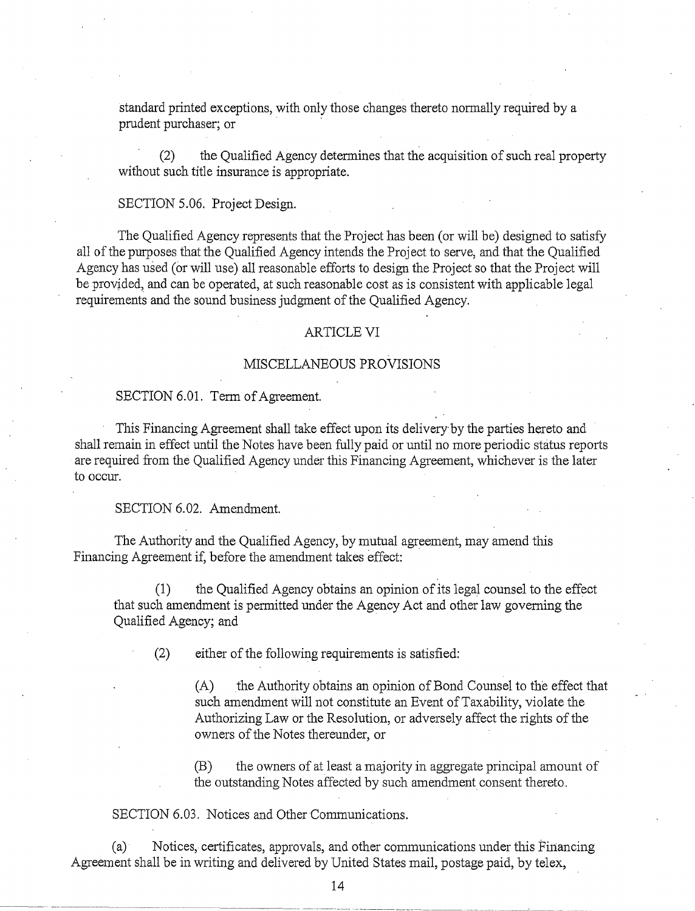standard printed exceptions, with only those changes thereto normally required by a prudent purchaser; or

(2) the Qualified Agency determines that the acquisition of such real property without such title insurance is appropriate.

SECTION 5.06. Project Design.

The Qualified Agency represents that the Project has been (or will be) designed to satisfy all of the purposes that the Qualified Agency intends the Project to serve, and that the Qualified Agency has used (or will use) all reasonable efforts to design the Project so that the Project will be provided, and can be operated, at such reasonable cost as is consistent with applicable legal requirements and the sound business judgment of the Qualified Agency.

## ARTICLE VI

## MISCELLANEOUS PROVISIONS

SECTION 6.01. Term of Agreement.

This Financing Agreement shall take effect upon its delivery by the parties hereto and shall remain in effect until the Notes have been fully paid or until no more periodic status reports are required from the Qualified Agency under this Financing Agreement, whichever is the later to occur.

SECTION 6.02. Amendment.

The Authority and the Qualified Agency, by mutual agreement, may amend this Financing Agreement if, before the amendment takes effect:

(1) the Qualified Agency obtains an opinion of its legal counsel to the effect that such amendment is permitted under the Agency Act and other law governing the Qualified Agency; and

(2) either of the following requirements is satisfied:

(A) the Authority obtains an opinion of Bond Counsel to the effect that such amendment will not constitute an Event of Taxability, violate the Authorizing Law or the Resolution, or adversely affect the rights of the owners of the Notes thereunder, or

(B) the owners of at least a majority in aggregate principal amount of the outstanding Notes affected by such amendment consent thereto.

SECTION 6.03. Notices and Other Communications.

(a) Notices, certificates, approvals, and other communications under this Financing Agreement shall be in writing and delivered by United States mail, postage paid, by telex,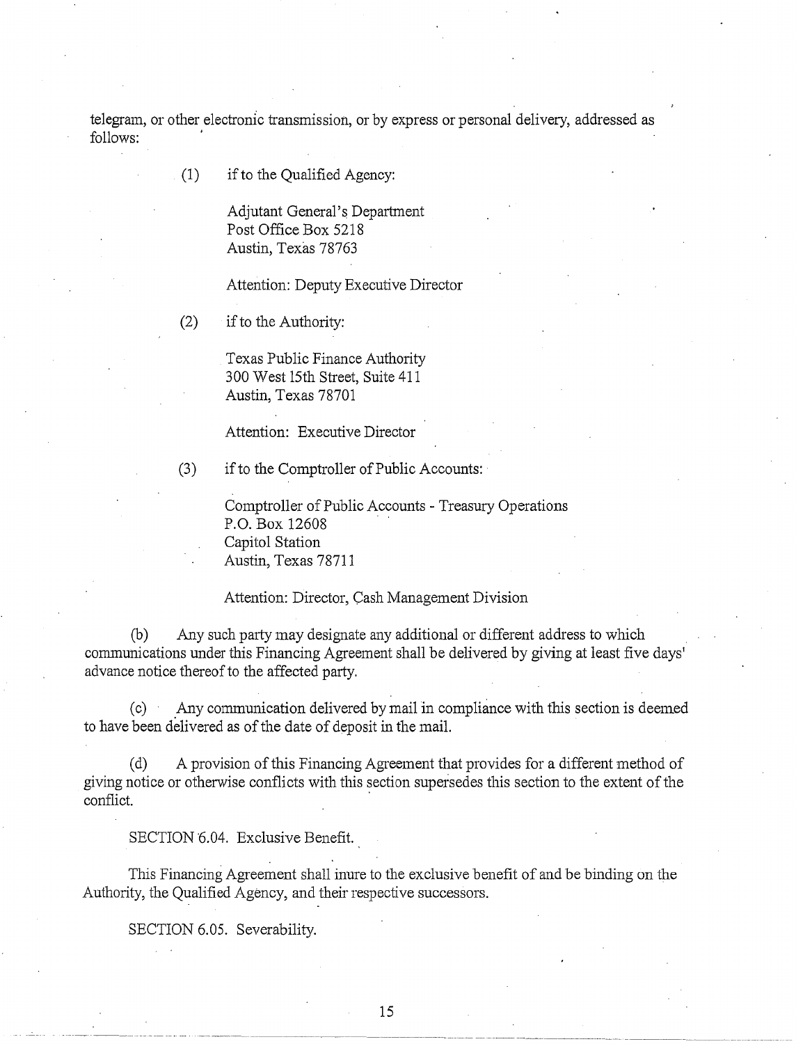telegram, or other electronic transmission, or by express or personal delivery, addressed as follows:

(1) if to the Qualified Agency:

Adjutant General's Department
Post Office Box 5218
Austin, Texas 78763

Attention: Deputy Executive Director

(2) if to the Authority:

Texas Public Finance Authority
300 West 15th Street, Suite 411
Austin, Texas 78701

Attention: Executive Director

(3) if to the Comptroller of Public Accounts:

Comptroller of Public Accounts - Treasury Operations
P.O. Box 12608
Capitol Station
Austin, Texas 78711

Attention: Director, Cash Management Division

(b) Any such party may designate any additional or different address to which communications under this Financing Agreement shall be delivered by giving at least five days' advance notice thereof to the affected party.

(c) Any communication delivered by mail in compliance with this section is deemed to have been delivered as of the date of deposit in the mail.

(d) A provision of this Financing Agreement that provides for a different method of giving notice or otherwise conflicts with this section supersedes this section to the extent of the conflict.

SECTION 6.04. Exclusive Benefit.

This Financing Agreement shall inure to the exclusive benefit of and be binding on the Authority, the Qualified Agency, and their respective successors.

SECTION 6.05. Severability.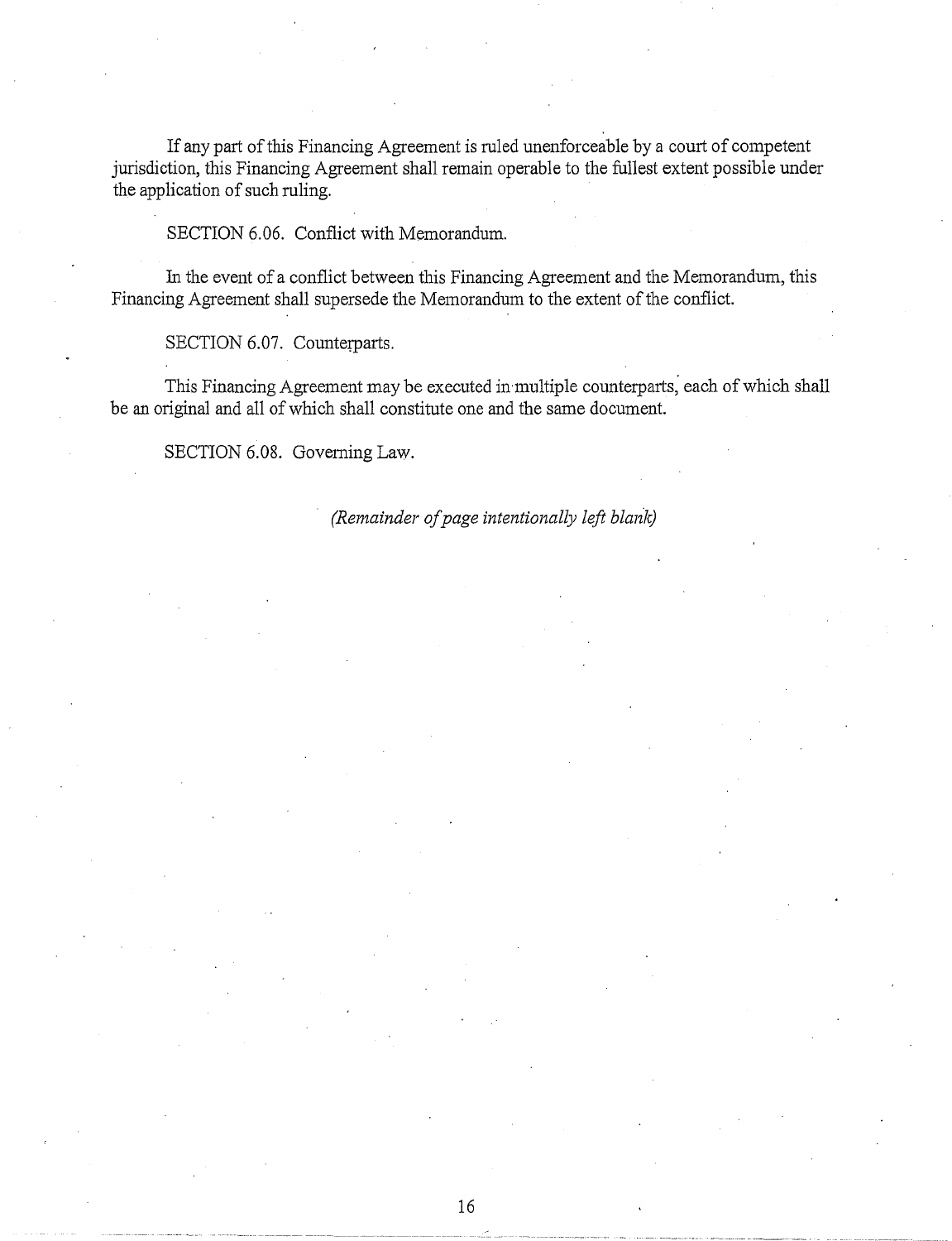If any part of this Financing Agreement is ruled unenforceable by a court of competent jurisdiction, this Financing Agreement shall remain operable to the fullest extent possible under the application of such ruling.

SECTION 6.06. Conflict with Memorandum.

In the event of a conflict between this Financing Agreement and the Memorandum, this Financing Agreement shall supersede the Memorandum to the extent of the conflict.

SECTION 6.07. Counterparts.

This Financing Agreement may be executed in multiple counterparts, each of which shall be an original and all of which shall constitute one and the same document.

SECTION 6.08. Governing Law.

*(Remainder of page intentionally left blank)*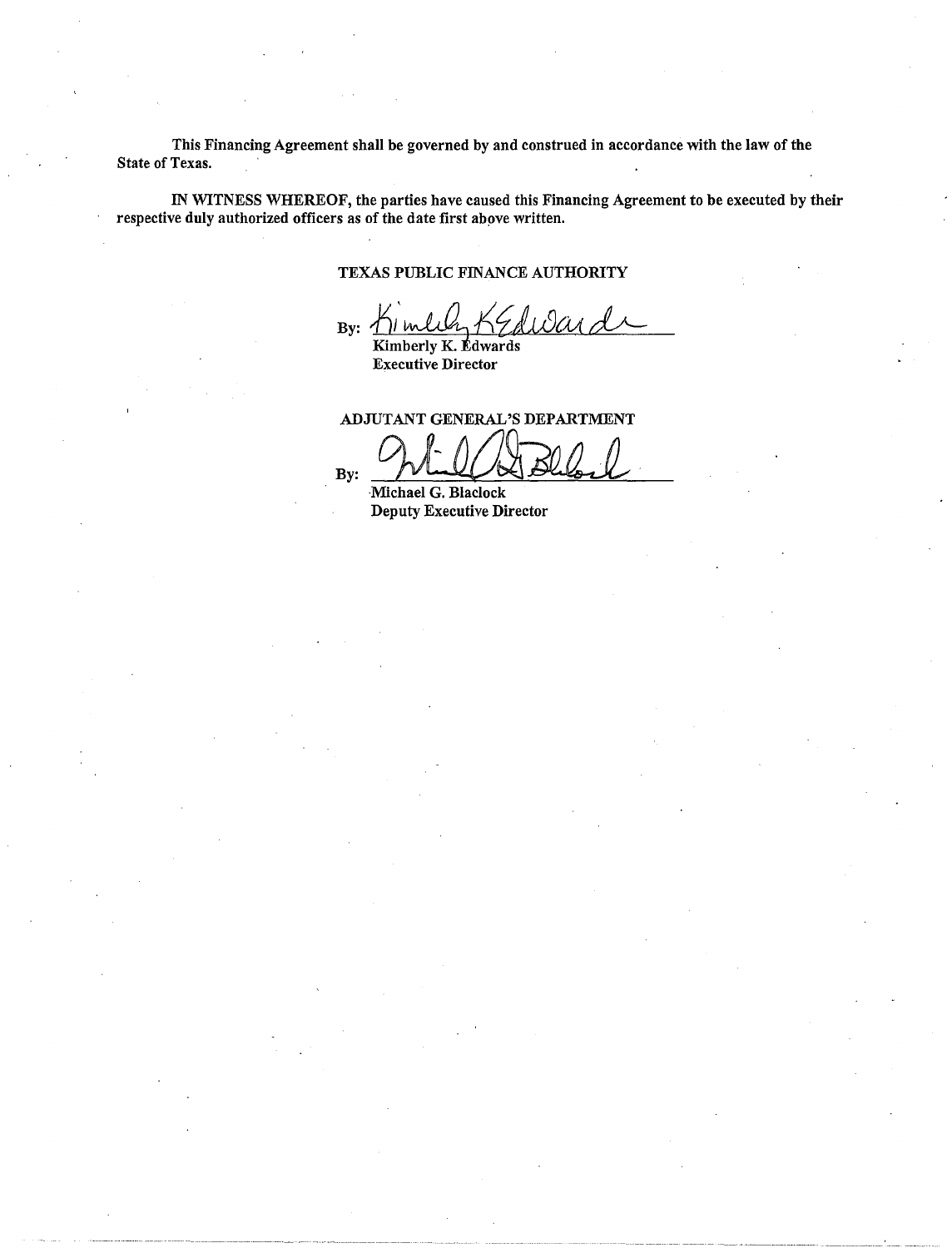This Financing Agreement shall be governed by and construed in accordance with the law of the State of Texas.

IN WITNESS WHEREOF, the parties have caused this Financing Agreement to be executed by their respective duly authorized officers as of the date first above written.

TEXAS PUBLIC FINANCE AUTHORITY

By: ______________________________
Kimberly K. Edwards
Executive Director

ADJUTANT GENERAL'S DEPARTMENT

By: ______________________________
Michael G. Blaclock
Deputy Executive Director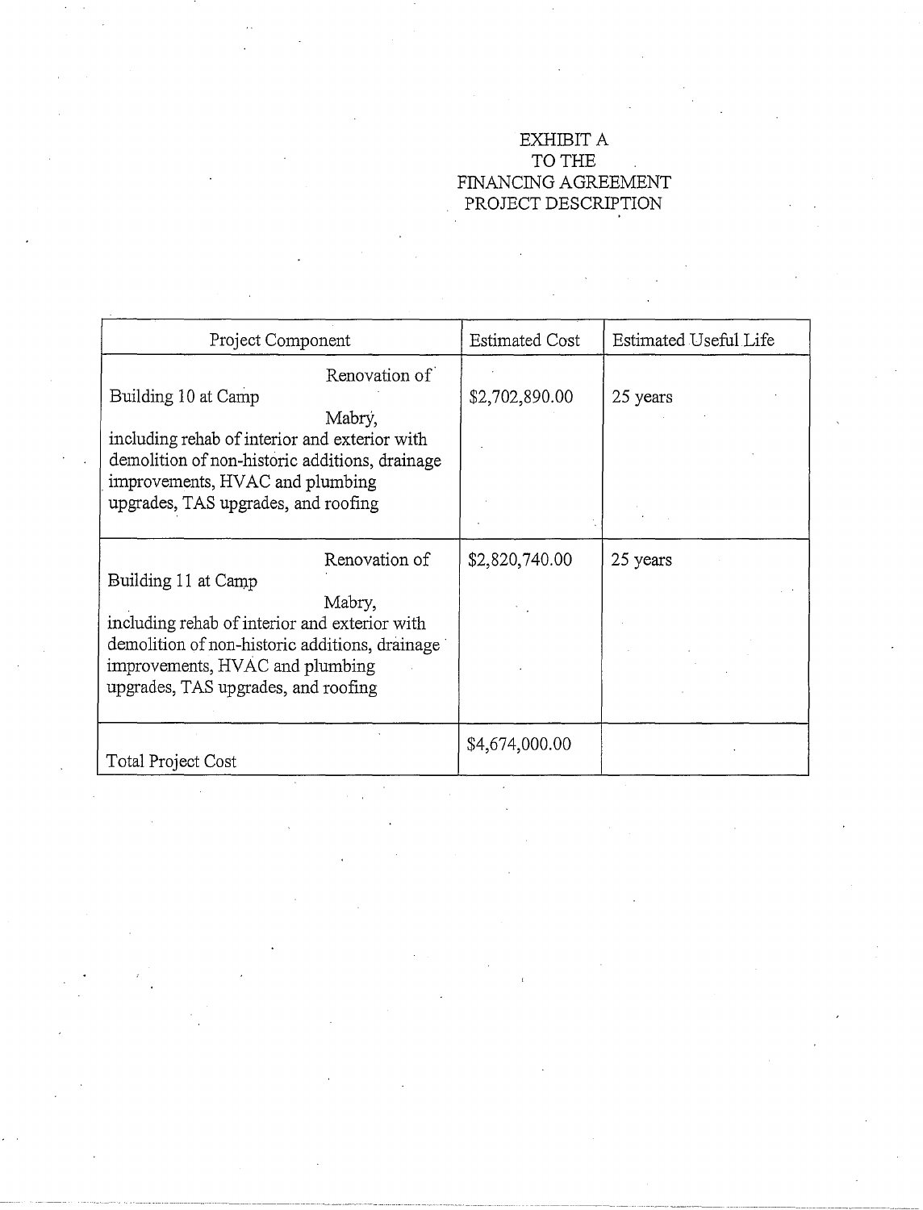EXHIBIT A
TO THE
FINANCING AGREEMENT
PROJECT DESCRIPTION

| Project Component | Estimated Cost | Estimated Useful Life |
|---|---|---|
| Renovation of Building 10 at Camp Mabry, including rehab of interior and exterior with demolition of non-historic additions, drainage improvements, HVAC and plumbing upgrades, TAS upgrades, and roofing | $2,702,890.00 | 25 years |
| Renovation of Building 11 at Camp Mabry, including rehab of interior and exterior with demolition of non-historic additions, drainage improvements, HVAC and plumbing upgrades, TAS upgrades, and roofing | $2,820,740.00 | 25 years |
| Total Project Cost | $4,674,000.00 | |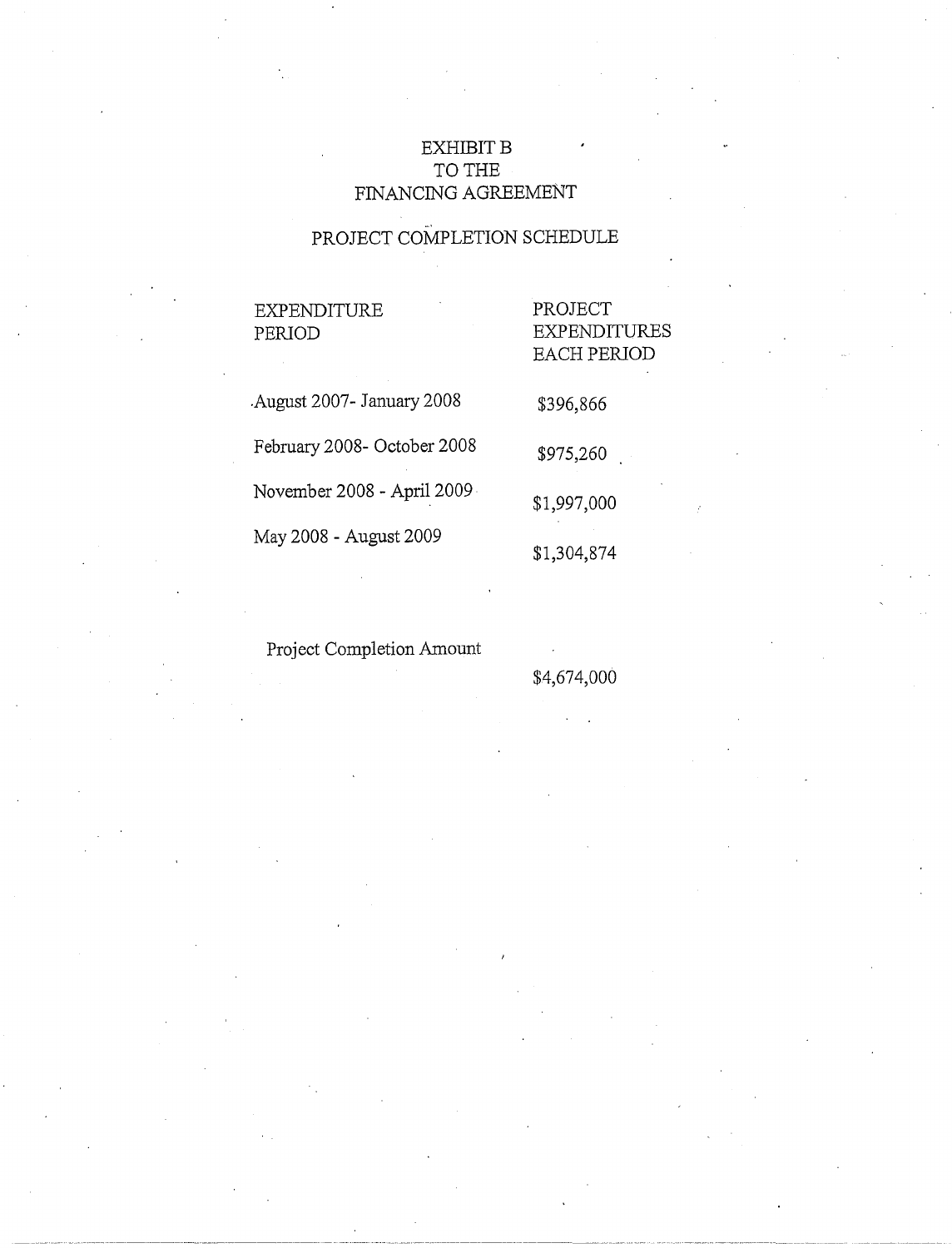# EXHIBIT B
# TO THE
# FINANCING AGREEMENT

## PROJECT COMPLETION SCHEDULE

| EXPENDITURE PERIOD | PROJECT EXPENDITURES EACH PERIOD |
|---|---|
| August 2007- January 2008 | $396,866 |
| February 2008- October 2008 | $975,260 |
| November 2008 - April 2009 | $1,997,000 |
| May 2008 - August 2009 | $1,304,874 |
| | |
| Project Completion Amount | $4,674,000 |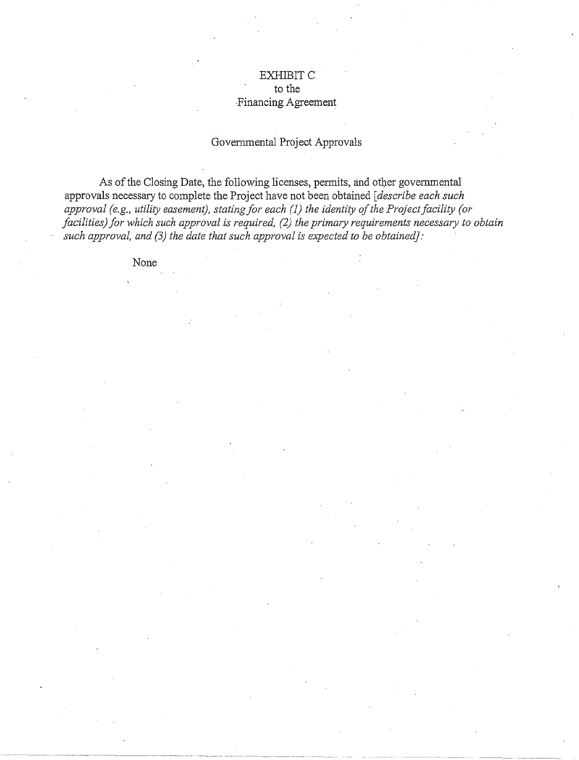# EXHIBIT C
to the
Financing Agreement

## Governmental Project Approvals

As of the Closing Date, the following licenses, permits, and other governmental approvals necessary to complete the Project have not been obtained [*describe each such approval (e.g., utility easement), stating for each (1) the identity of the Project facility (or facilities) for which such approval is required, (2) the primary requirements necessary to obtain such approval, and (3) the date that such approval is expected to be obtained*]:

None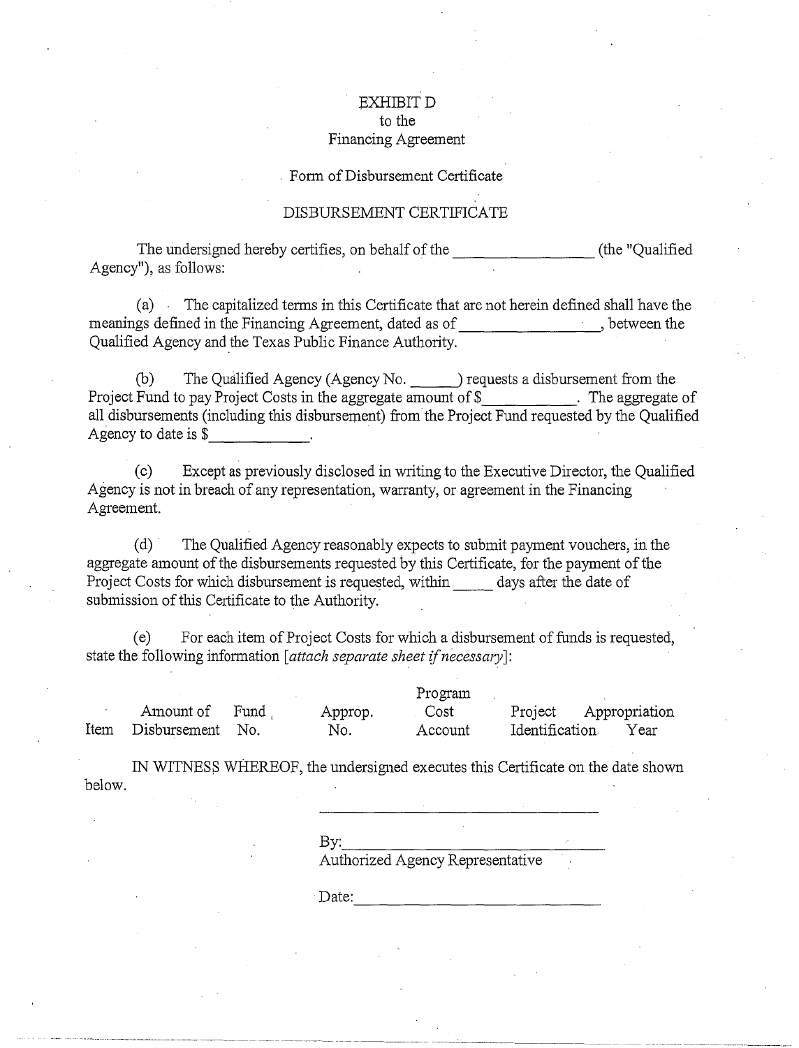EXHIBIT D
to the
Financing Agreement

Form of Disbursement Certificate

DISBURSEMENT CERTIFICATE

The undersigned hereby certifies, on behalf of the \_\_\_\_\_\_\_\_\_\_\_\_\_\_\_\_\_ (the "Qualified Agency"), as follows:

(a) The capitalized terms in this Certificate that are not herein defined shall have the meanings defined in the Financing Agreement, dated as of \_\_\_\_\_\_\_\_\_\_\_\_\_\_\_\_\_, between the Qualified Agency and the Texas Public Finance Authority.

(b) The Qualified Agency (Agency No. \_\_\_\_\_\_) requests a disbursement from the Project Fund to pay Project Costs in the aggregate amount of $\_\_\_\_\_\_\_\_\_\_\_\_. The aggregate of all disbursements (including this disbursement) from the Project Fund requested by the Qualified Agency to date is $\_\_\_\_\_\_\_\_\_\_\_\_.

(c) Except as previously disclosed in writing to the Executive Director, the Qualified Agency is not in breach of any representation, warranty, or agreement in the Financing Agreement.

(d) The Qualified Agency reasonably expects to submit payment vouchers, in the aggregate amount of the disbursements requested by this Certificate, for the payment of the Project Costs for which disbursement is requested, within \_\_\_\_\_ days after the date of submission of this Certificate to the Authority.

(e) For each item of Project Costs for which a disbursement of funds is requested, state the following information [*attach separate sheet if necessary*]:

| Item | Amount of Disbursement | Fund No. | Approp. No. | Program Cost Account | Project Identification | Appropriation Year |
|---|---|---|---|---|---|---|

IN WITNESS WHEREOF, the undersigned executes this Certificate on the date shown below.

\_\_\_\_\_\_\_\_\_\_\_\_\_\_\_\_\_\_\_\_\_\_\_\_\_\_\_\_\_\_\_\_\_\_\_\_

By:\_\_\_\_\_\_\_\_\_\_\_\_\_\_\_\_\_\_\_\_\_\_\_\_\_\_\_\_\_\_\_\_\_
Authorized Agency Representative

Date:\_\_\_\_\_\_\_\_\_\_\_\_\_\_\_\_\_\_\_\_\_\_\_\_\_\_\_\_\_\_\_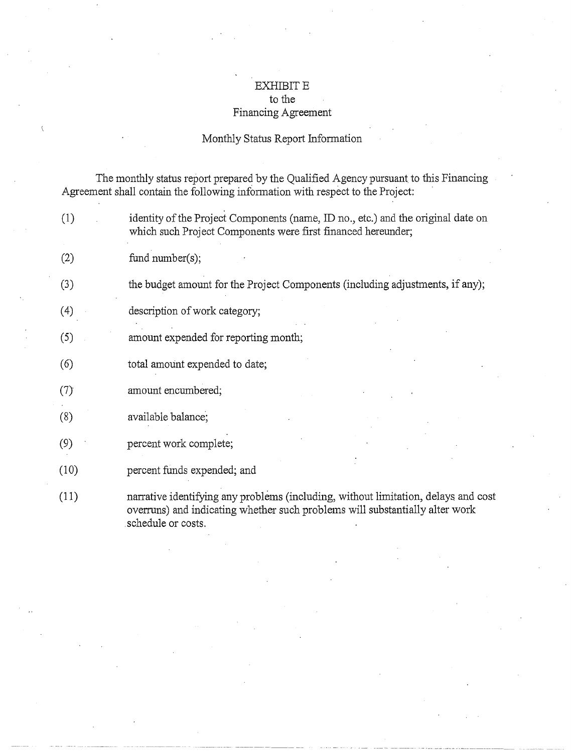# EXHIBIT E
## to the
## Financing Agreement

### Monthly Status Report Information

The monthly status report prepared by the Qualified Agency pursuant to this Financing Agreement shall contain the following information with respect to the Project:

(1) identity of the Project Components (name, ID no., etc.) and the original date on which such Project Components were first financed hereunder;

(2) fund number(s);

(3) the budget amount for the Project Components (including adjustments, if any);

(4) description of work category;

(5) amount expended for reporting month;

(6) total amount expended to date;

(7) amount encumbered;

(8) available balance;

(9) percent work complete;

(10) percent funds expended; and

(11) narrative identifying any problems (including, without limitation, delays and cost overruns) and indicating whether such problems will substantially alter work schedule or costs.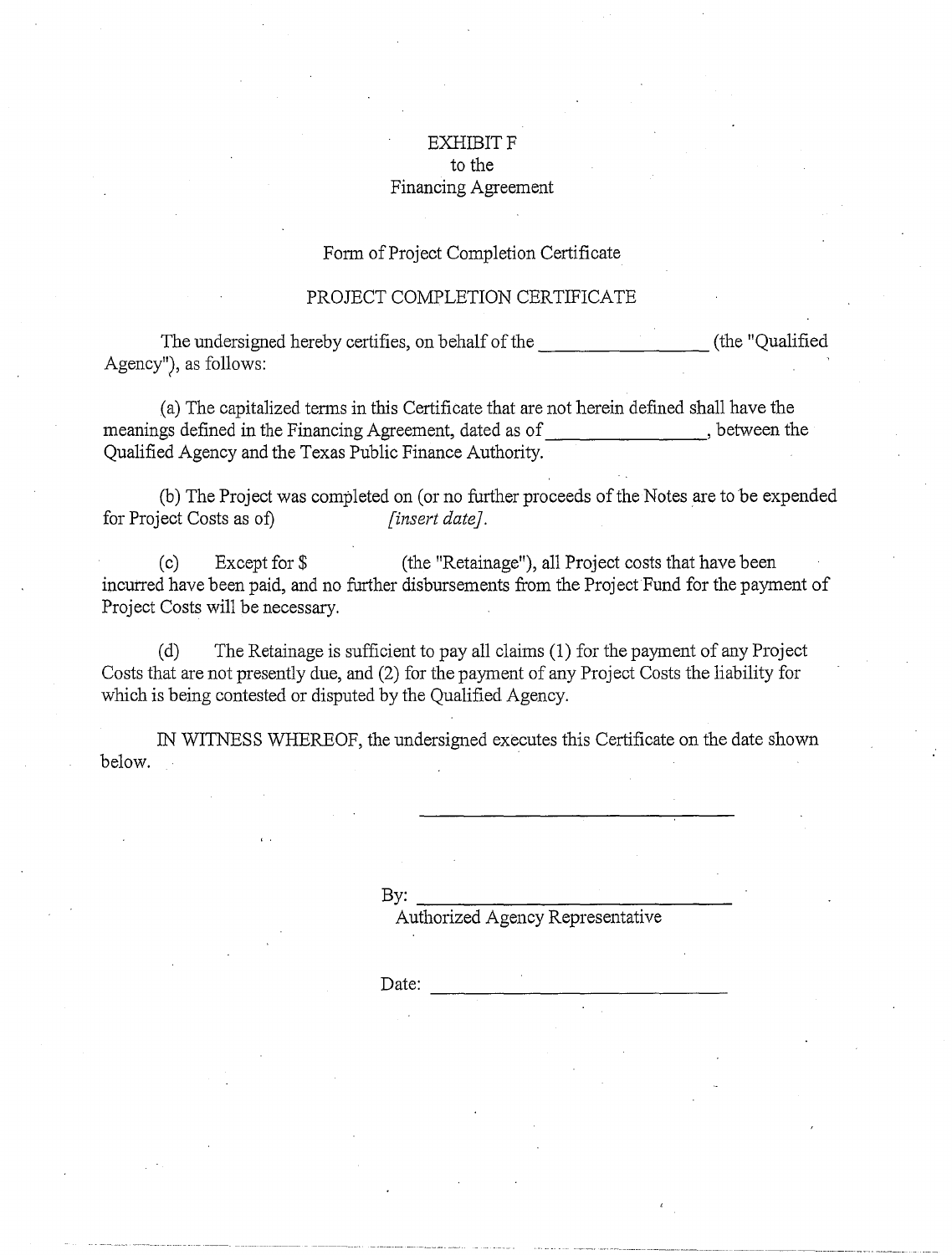EXHIBIT F
to the
Financing Agreement

Form of Project Completion Certificate

PROJECT COMPLETION CERTIFICATE

The undersigned hereby certifies, on behalf of the ________________ (the "Qualified Agency"), as follows:

(a) The capitalized terms in this Certificate that are not herein defined shall have the meanings defined in the Financing Agreement, dated as of ________________, between the Qualified Agency and the Texas Public Finance Authority.

(b) The Project was completed on (or no further proceeds of the Notes are to be expended for Project Costs as of) *[insert date]*.

(c) Except for $ (the "Retainage"), all Project costs that have been incurred have been paid, and no further disbursements from the Project Fund for the payment of Project Costs will be necessary.

(d) The Retainage is sufficient to pay all claims (1) for the payment of any Project Costs that are not presently due, and (2) for the payment of any Project Costs the liability for which is being contested or disputed by the Qualified Agency.

IN WITNESS WHEREOF, the undersigned executes this Certificate on the date shown below.

________________________________

By: ________________________________
Authorized Agency Representative

Date: ________________________________